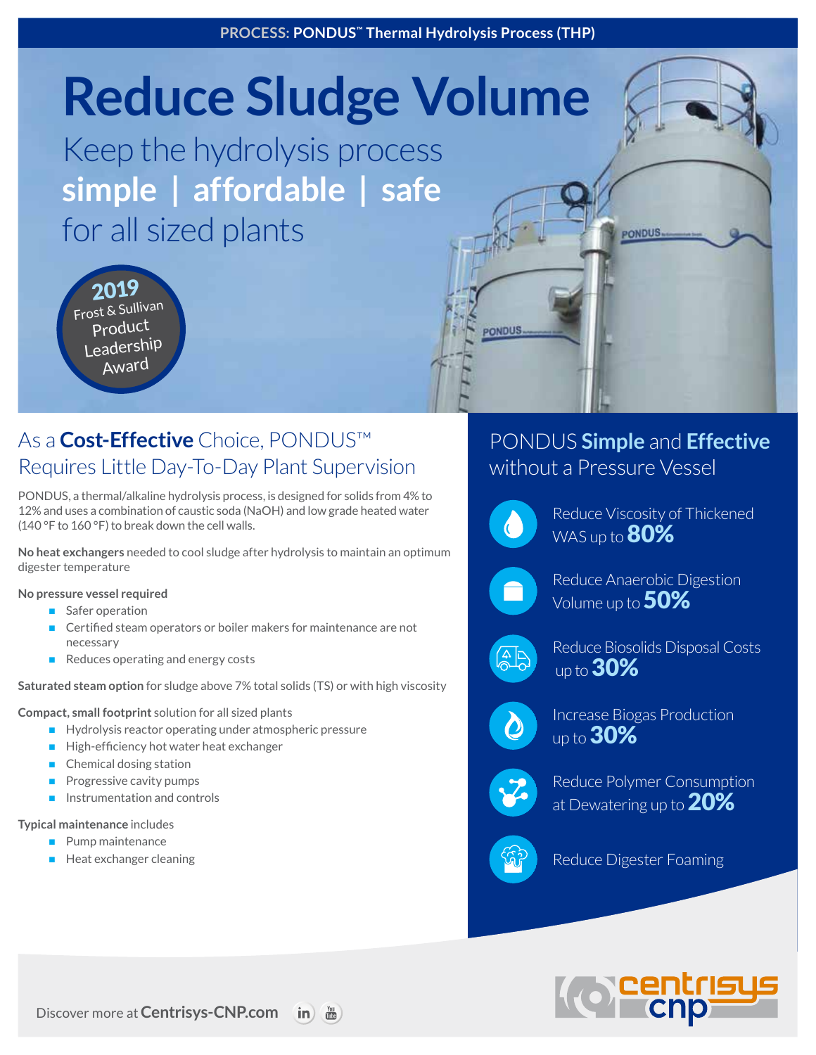**PROCESS: PONDUS™ Thermal Hydrolysis Process (THP)**

# Reduce Sludge Volume

Keep the hydrolysis process
**simple | affordable | safe**
for all sized plants

2019 Frost & Sullivan Product Leadership Award

## As a **Cost-Effective** Choice, PONDUS™ Requires Little Day-To-Day Plant Supervision

PONDUS, a thermal/alkaline hydrolysis process, is designed for solids from 4% to 12% and uses a combination of caustic soda (NaOH) and low grade heated water (140 °F to 160 °F) to break down the cell walls.

**No heat exchangers** needed to cool sludge after hydrolysis to maintain an optimum digester temperature

**No pressure vessel required**

- Safer operation
- Certified steam operators or boiler makers for maintenance are not necessary
- Reduces operating and energy costs

**Saturated steam option** for sludge above 7% total solids (TS) or with high viscosity

**Compact, small footprint** solution for all sized plants

- Hydrolysis reactor operating under atmospheric pressure
- High-efficiency hot water heat exchanger
- Chemical dosing station
- Progressive cavity pumps
- Instrumentation and controls

**Typical maintenance** includes

- Pump maintenance
- Heat exchanger cleaning

## PONDUS **Simple** and **Effective** without a Pressure Vessel

- Reduce Viscosity of Thickened WAS up to **80%**
- Reduce Anaerobic Digestion Volume up to **50%**
- Reduce Biosolids Disposal Costs up to **30%**
- Increase Biogas Production up to **30%**
- Reduce Polymer Consumption at Dewatering up to **20%**
- Reduce Digester Foaming

Discover more at **Centrisys-CNP.com**

centrisys cnp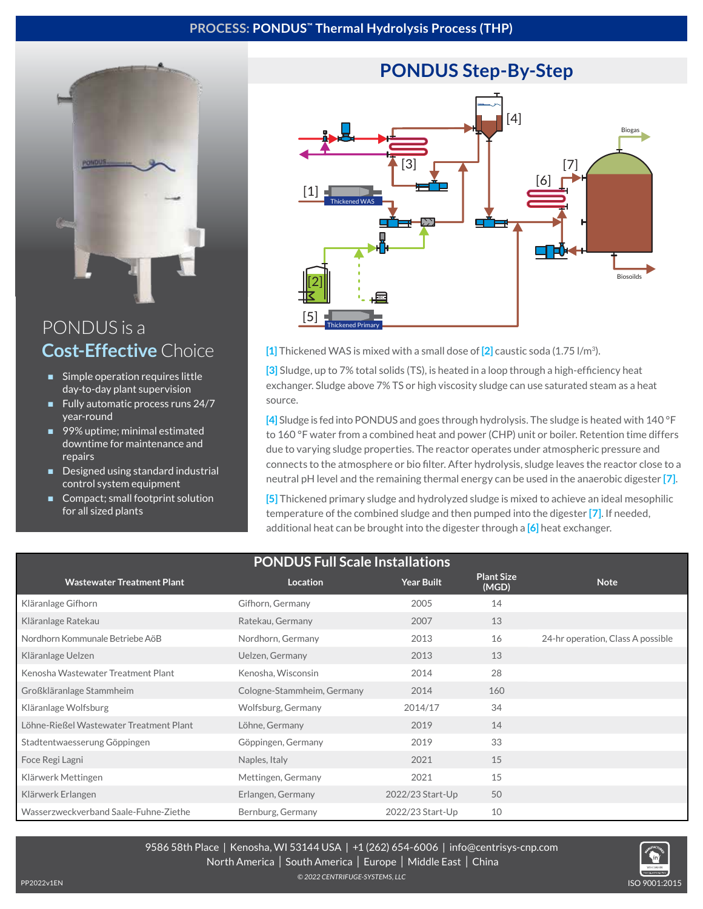PROCESS: PONDUS™ Thermal Hydrolysis Process (THP)

PONDUS is a **Cost-Effective** Choice

- Simple operation requires little day-to-day plant supervision
- Fully automatic process runs 24/7 year-round
- 99% uptime; minimal estimated downtime for maintenance and repairs
- Designed using standard industrial control system equipment
- Compact; small footprint solution for all sized plants

## PONDUS Step-By-Step

[4]
Biogas
[7]
[3]
[6]
[1]
Thickened WAS
[2]
[5]
Thickened Primary
Biosoilds

[1] Thickened WAS is mixed with a small dose of [2] caustic soda (1.75 l/m³).

[3] Sludge, up to 7% total solids (TS), is heated in a loop through a high-efficiency heat exchanger. Sludge above 7% TS or high viscosity sludge can use saturated steam as a heat source.

[4] Sludge is fed into PONDUS and goes through hydrolysis. The sludge is heated with 140 °F to 160 °F water from a combined heat and power (CHP) unit or boiler. Retention time differs due to varying sludge properties. The reactor operates under atmospheric pressure and connects to the atmosphere or bio filter. After hydrolysis, sludge leaves the reactor close to a neutral pH level and the remaining thermal energy can be used in the anaerobic digester [7].

[5] Thickened primary sludge and hydrolyzed sludge is mixed to achieve an ideal mesophilic temperature of the combined sludge and then pumped into the digester [7]. If needed, additional heat can be brought into the digester through a [6] heat exchanger.

## PONDUS Full Scale Installations

| Wastewater Treatment Plant | Location | Year Built | Plant Size (MGD) | Note |
|---|---|---|---|---|
| Kläranlage Gifhorn | Gifhorn, Germany | 2005 | 14 | |
| Kläranlage Ratekau | Ratekau, Germany | 2007 | 13 | |
| Nordhorn Kommunale Betriebe AöB | Nordhorn, Germany | 2013 | 16 | 24-hr operation, Class A possible |
| Kläranlage Uelzen | Uelzen, Germany | 2013 | 13 | |
| Kenosha Wastewater Treatment Plant | Kenosha, Wisconsin | 2014 | 28 | |
| Großkläranlage Stammheim | Cologne-Stammheim, Germany | 2014 | 160 | |
| Kläranlage Wolfsburg | Wolfsburg, Germany | 2014/17 | 34 | |
| Löhne-Rießel Wastewater Treatment Plant | Löhne, Germany | 2019 | 14 | |
| Stadtentwaesserung Göppingen | Göppingen, Germany | 2019 | 33 | |
| Foce Regi Lagni | Naples, Italy | 2021 | 15 | |
| Klärwerk Mettingen | Mettingen, Germany | 2021 | 15 | |
| Klärwerk Erlangen | Erlangen, Germany | 2022/23 Start-Up | 50 | |
| Wasserzweckverband Saale-Fuhne-Ziethe | Bernburg, Germany | 2022/23 Start-Up | 10 | |

9586 58th Place | Kenosha, WI 53144 USA | +1 (262) 654-6006 | info@centrisys-cnp.com
North America | South America | Europe | Middle East | China

*© 2022 CENTRIFUGE-SYSTEMS, LLC*

PP2022v1EN

ISO 9001:2015